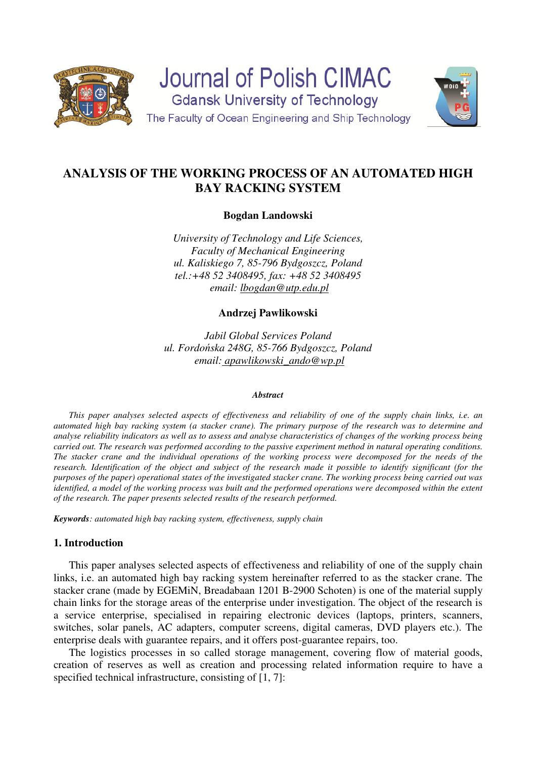Journal of Polish CIMAC
Gdansk University of Technology
The Faculty of Ocean Engineering and Ship Technology

# ANALYSIS OF THE WORKING PROCESS OF AN AUTOMATED HIGH BAY RACKING SYSTEM

**Bogdan Landowski**

*University of Technology and Life Sciences,*
*Faculty of Mechanical Engineering*
*ul. Kaliskiego 7, 85-796 Bydgoszcz, Poland*
*tel.:+48 52 3408495, fax: +48 52 3408495*
*email: lbogdan@utp.edu.pl*

**Andrzej Pawlikowski**

*Jabil Global Services Poland*
*ul. Fordońska 248G, 85-766 Bydgoszcz, Poland*
*email: apawlikowski_ando@wp.pl*

***Abstract***

*This paper analyses selected aspects of effectiveness and reliability of one of the supply chain links, i.e. an automated high bay racking system (a stacker crane). The primary purpose of the research was to determine and analyse reliability indicators as well as to assess and analyse characteristics of changes of the working process being carried out. The research was performed according to the passive experiment method in natural operating conditions. The stacker crane and the individual operations of the working process were decomposed for the needs of the research. Identification of the object and subject of the research made it possible to identify significant (for the purposes of the paper) operational states of the investigated stacker crane. The working process being carried out was identified, a model of the working process was built and the performed operations were decomposed within the extent of the research. The paper presents selected results of the research performed.*

***Keywords****: automated high bay racking system, effectiveness, supply chain*

## 1. Introduction

This paper analyses selected aspects of effectiveness and reliability of one of the supply chain links, i.e. an automated high bay racking system hereinafter referred to as the stacker crane. The stacker crane (made by EGEMiN, Breadabaan 1201 B-2900 Schoten) is one of the material supply chain links for the storage areas of the enterprise under investigation. The object of the research is a service enterprise, specialised in repairing electronic devices (laptops, printers, scanners, switches, solar panels, AC adapters, computer screens, digital cameras, DVD players etc.). The enterprise deals with guarantee repairs, and it offers post-guarantee repairs, too.

The logistics processes in so called storage management, covering flow of material goods, creation of reserves as well as creation and processing related information require to have a specified technical infrastructure, consisting of [1, 7]: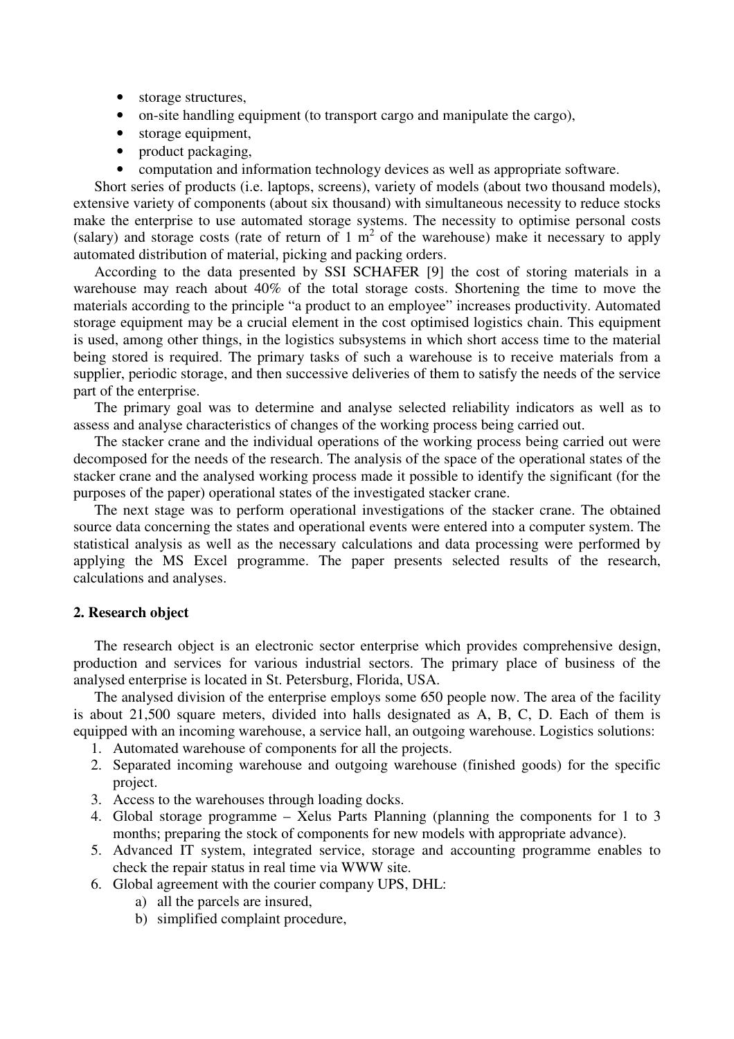- storage structures,
- on-site handling equipment (to transport cargo and manipulate the cargo),
- storage equipment,
- product packaging,
- computation and information technology devices as well as appropriate software.

Short series of products (i.e. laptops, screens), variety of models (about two thousand models), extensive variety of components (about six thousand) with simultaneous necessity to reduce stocks make the enterprise to use automated storage systems. The necessity to optimise personal costs (salary) and storage costs (rate of return of 1 $m^2$ of the warehouse) make it necessary to apply automated distribution of material, picking and packing orders.

According to the data presented by SSI SCHAFER [9] the cost of storing materials in a warehouse may reach about 40% of the total storage costs. Shortening the time to move the materials according to the principle "a product to an employee" increases productivity. Automated storage equipment may be a crucial element in the cost optimised logistics chain. This equipment is used, among other things, in the logistics subsystems in which short access time to the material being stored is required. The primary tasks of such a warehouse is to receive materials from a supplier, periodic storage, and then successive deliveries of them to satisfy the needs of the service part of the enterprise.

The primary goal was to determine and analyse selected reliability indicators as well as to assess and analyse characteristics of changes of the working process being carried out.

The stacker crane and the individual operations of the working process being carried out were decomposed for the needs of the research. The analysis of the space of the operational states of the stacker crane and the analysed working process made it possible to identify the significant (for the purposes of the paper) operational states of the investigated stacker crane.

The next stage was to perform operational investigations of the stacker crane. The obtained source data concerning the states and operational events were entered into a computer system. The statistical analysis as well as the necessary calculations and data processing were performed by applying the MS Excel programme. The paper presents selected results of the research, calculations and analyses.

## 2. Research object

The research object is an electronic sector enterprise which provides comprehensive design, production and services for various industrial sectors. The primary place of business of the analysed enterprise is located in St. Petersburg, Florida, USA.

The analysed division of the enterprise employs some 650 people now. The area of the facility is about 21,500 square meters, divided into halls designated as A, B, C, D. Each of them is equipped with an incoming warehouse, a service hall, an outgoing warehouse. Logistics solutions:

1. Automated warehouse of components for all the projects.
2. Separated incoming warehouse and outgoing warehouse (finished goods) for the specific project.
3. Access to the warehouses through loading docks.
4. Global storage programme – Xelus Parts Planning (planning the components for 1 to 3 months; preparing the stock of components for new models with appropriate advance).
5. Advanced IT system, integrated service, storage and accounting programme enables to check the repair status in real time via WWW site.
6. Global agreement with the courier company UPS, DHL:
   a) all the parcels are insured,
   b) simplified complaint procedure,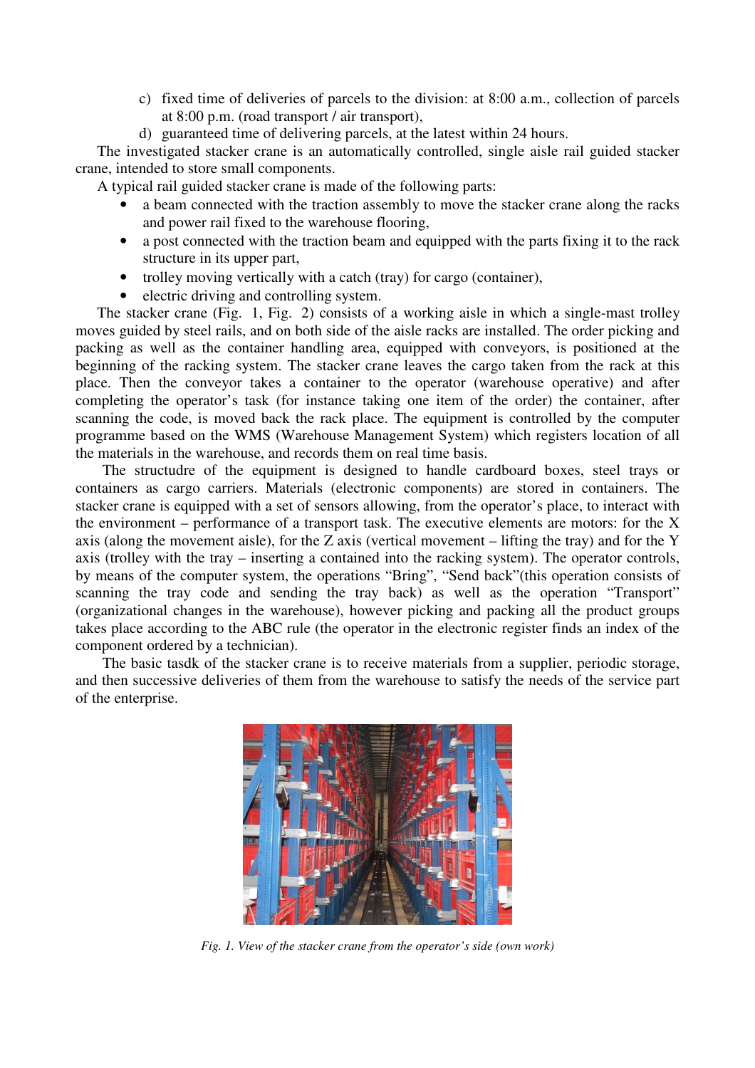c) fixed time of deliveries of parcels to the division: at 8:00 a.m., collection of parcels at 8:00 p.m. (road transport / air transport),

d) guaranteed time of delivering parcels, at the latest within 24 hours.

The investigated stacker crane is an automatically controlled, single aisle rail guided stacker crane, intended to store small components.

A typical rail guided stacker crane is made of the following parts:

- a beam connected with the traction assembly to move the stacker crane along the racks and power rail fixed to the warehouse flooring,
- a post connected with the traction beam and equipped with the parts fixing it to the rack structure in its upper part,
- trolley moving vertically with a catch (tray) for cargo (container),
- electric driving and controlling system.

The stacker crane (Fig. 1, Fig. 2) consists of a working aisle in which a single-mast trolley moves guided by steel rails, and on both side of the aisle racks are installed. The order picking and packing as well as the container handling area, equipped with conveyors, is positioned at the beginning of the racking system. The stacker crane leaves the cargo taken from the rack at this place. Then the conveyor takes a container to the operator (warehouse operative) and after completing the operator's task (for instance taking one item of the order) the container, after scanning the code, is moved back the rack place. The equipment is controlled by the computer programme based on the WMS (Warehouse Management System) which registers location of all the materials in the warehouse, and records them on real time basis.

The structudre of the equipment is designed to handle cardboard boxes, steel trays or containers as cargo carriers. Materials (electronic components) are stored in containers. The stacker crane is equipped with a set of sensors allowing, from the operator's place, to interact with the environment – performance of a transport task. The executive elements are motors: for the X axis (along the movement aisle), for the Z axis (vertical movement – lifting the tray) and for the Y axis (trolley with the tray – inserting a contained into the racking system). The operator controls, by means of the computer system, the operations "Bring", "Send back"(this operation consists of scanning the tray code and sending the tray back) as well as the operation "Transport" (organizational changes in the warehouse), however picking and packing all the product groups takes place according to the ABC rule (the operator in the electronic register finds an index of the component ordered by a technician).

The basic tasdk of the stacker crane is to receive materials from a supplier, periodic storage, and then successive deliveries of them from the warehouse to satisfy the needs of the service part of the enterprise.

*Fig. 1. View of the stacker crane from the operator's side (own work)*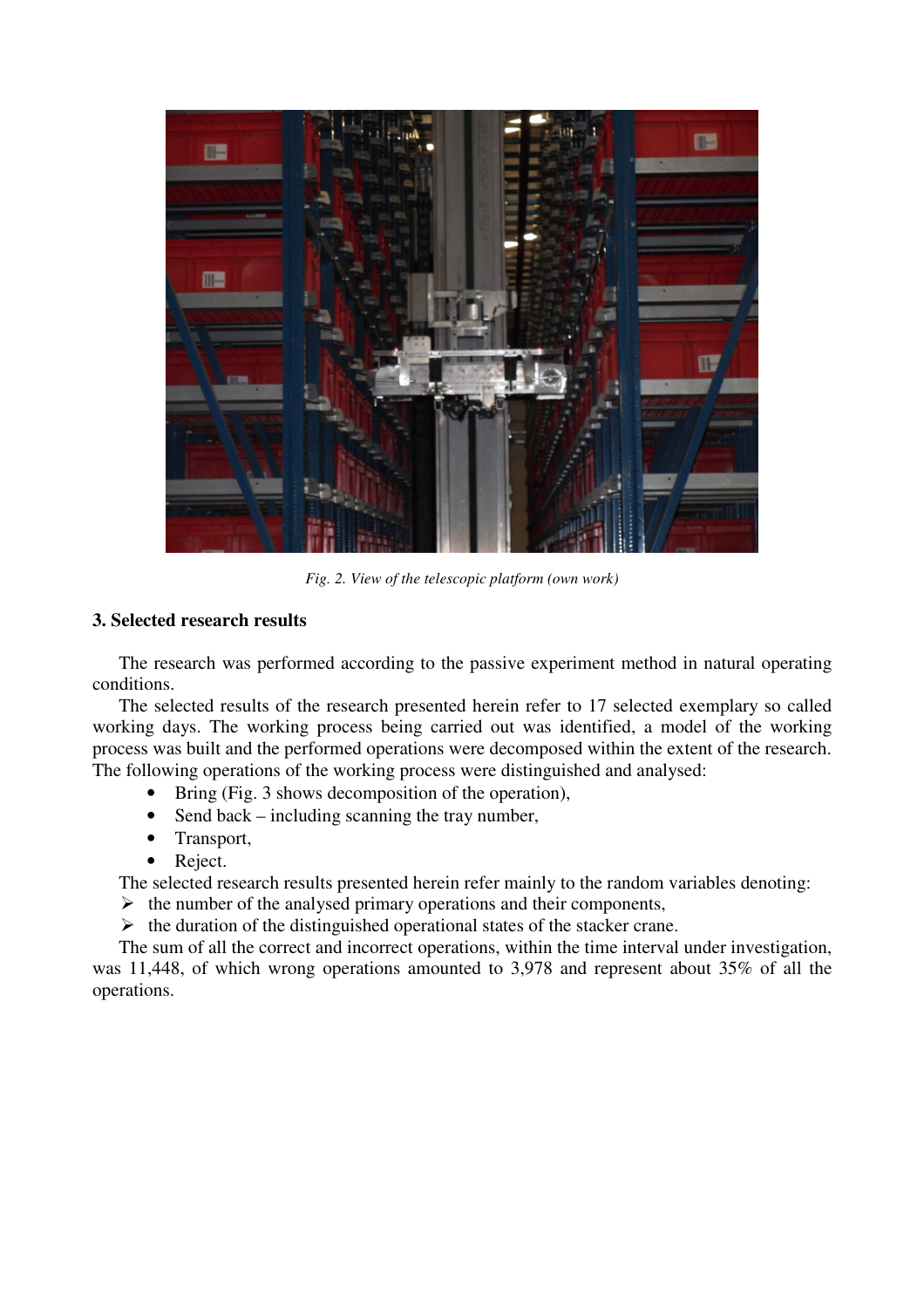*Fig. 2. View of the telescopic platform (own work)*

## 3. Selected research results

The research was performed according to the passive experiment method in natural operating conditions.

The selected results of the research presented herein refer to 17 selected exemplary so called working days. The working process being carried out was identified, a model of the working process was built and the performed operations were decomposed within the extent of the research. The following operations of the working process were distinguished and analysed:

- Bring (Fig. 3 shows decomposition of the operation),
- Send back – including scanning the tray number,
- Transport,
- Reject.

The selected research results presented herein refer mainly to the random variables denoting:

- the number of the analysed primary operations and their components,
- the duration of the distinguished operational states of the stacker crane.

The sum of all the correct and incorrect operations, within the time interval under investigation, was 11,448, of which wrong operations amounted to 3,978 and represent about 35% of all the operations.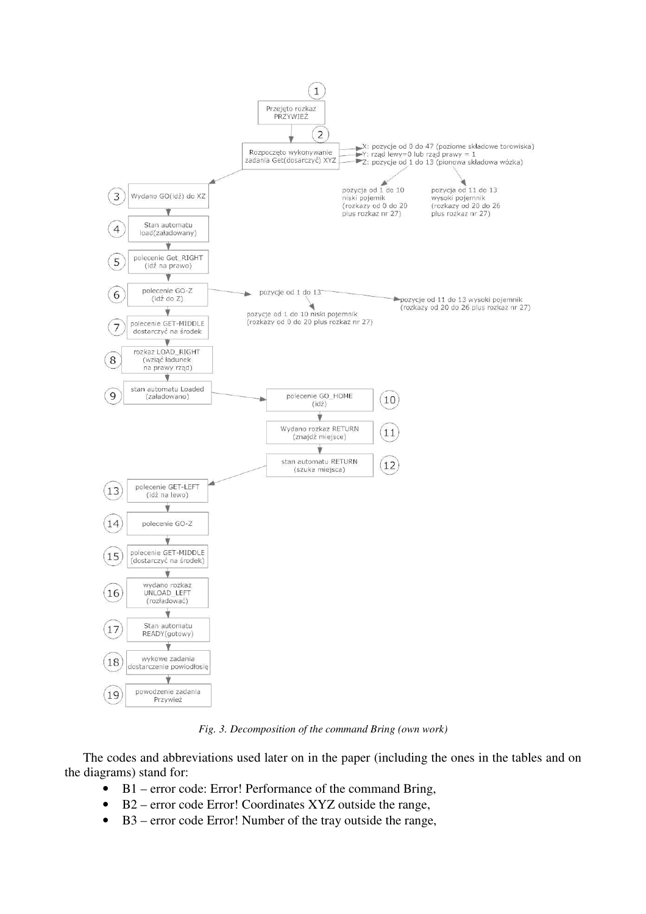1. Przejęto rozkaz PRZYWIEŹ
2. Rozpoczęto wykonywanie zadania Get(dosarczyć) XYZ
   - X: pozycje od 0 do 47 (poziome składowe torowiska)
   - Y: rząd lewy=0 lub rząd prawy = 1
   - Z: pozycje od 1 do 13 (pionowa składowa wózka)
     - pozycja od 1 do 10 niski pojemik (rozkazy od 0 do 20 plus rozkaz nr 27)
     - pozycja od 11 do 13 wysoki pojemnik (rozkazy od 20 do 26 plus rozkaz nr 27)
3. Wydano GO(idź) do XZ
4. Stan automatu load(załadowany)
5. polecenie Get_RIGHT (idź na prawo)
6. polecenie GO-Z (idź do Z)
   - pozycje od 1 do 13
     - pozycje od 1 do 10 niski pojemnik (rozkazy od 0 do 20 plus rozkaz nr 27)
     - pozycje od 11 do 13 wysoki pojemnik (rozkazy od 20 do 26 plus rozkaz nr 27)
7. polecenie GET-MIDDLE dostarczyć na środek
8. rozkaz LOAD_RIGHT (wziąć ładunek na prawy rząd)
9. stan automatu Loaded (załadowano)
10. polecenie GO_HOME (idź)
11. Wydano rozkaz RETURN (znajdź miejsce)
12. stan automatu RETURN (szuka miejsca)
13. polecenie GET-LEFT (idź na lewo)
14. polecenie GO-Z
15. polecenie GET-MIDDLE (dostarczyć na środek)
16. wydano rozkaz UNLOAD_LEFT (rozładować)
17. Stan automatu READY(gotowy)
18. wykowe zadania dostarczenie powiodłosię
19. powodzenie zadania Przywież

*Fig. 3. Decomposition of the command Bring (own work)*

The codes and abbreviations used later on in the paper (including the ones in the tables and on the diagrams) stand for:

- B1 – error code: Error! Performance of the command Bring,
- B2 – error code Error! Coordinates XYZ outside the range,
- B3 – error code Error! Number of the tray outside the range,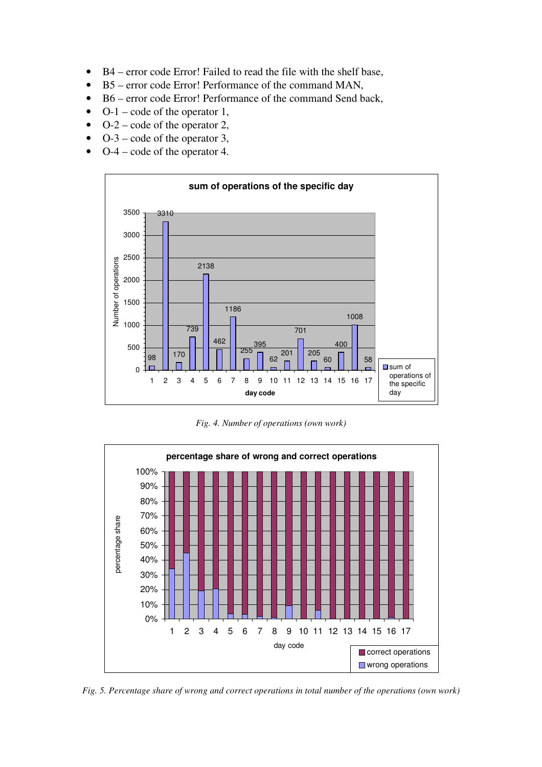- B4 – error code Error! Failed to read the file with the shelf base,
- B5 – error code Error! Performance of the command MAN,
- B6 – error code Error! Performance of the command Send back,
- O-1 – code of the operator 1,
- O-2 – code of the operator 2,
- O-3 – code of the operator 3,
- O-4 – code of the operator 4.

*Fig. 4. Number of operations (own work)*

*Fig. 5. Percentage share of wrong and correct operations in total number of the operations (own work)*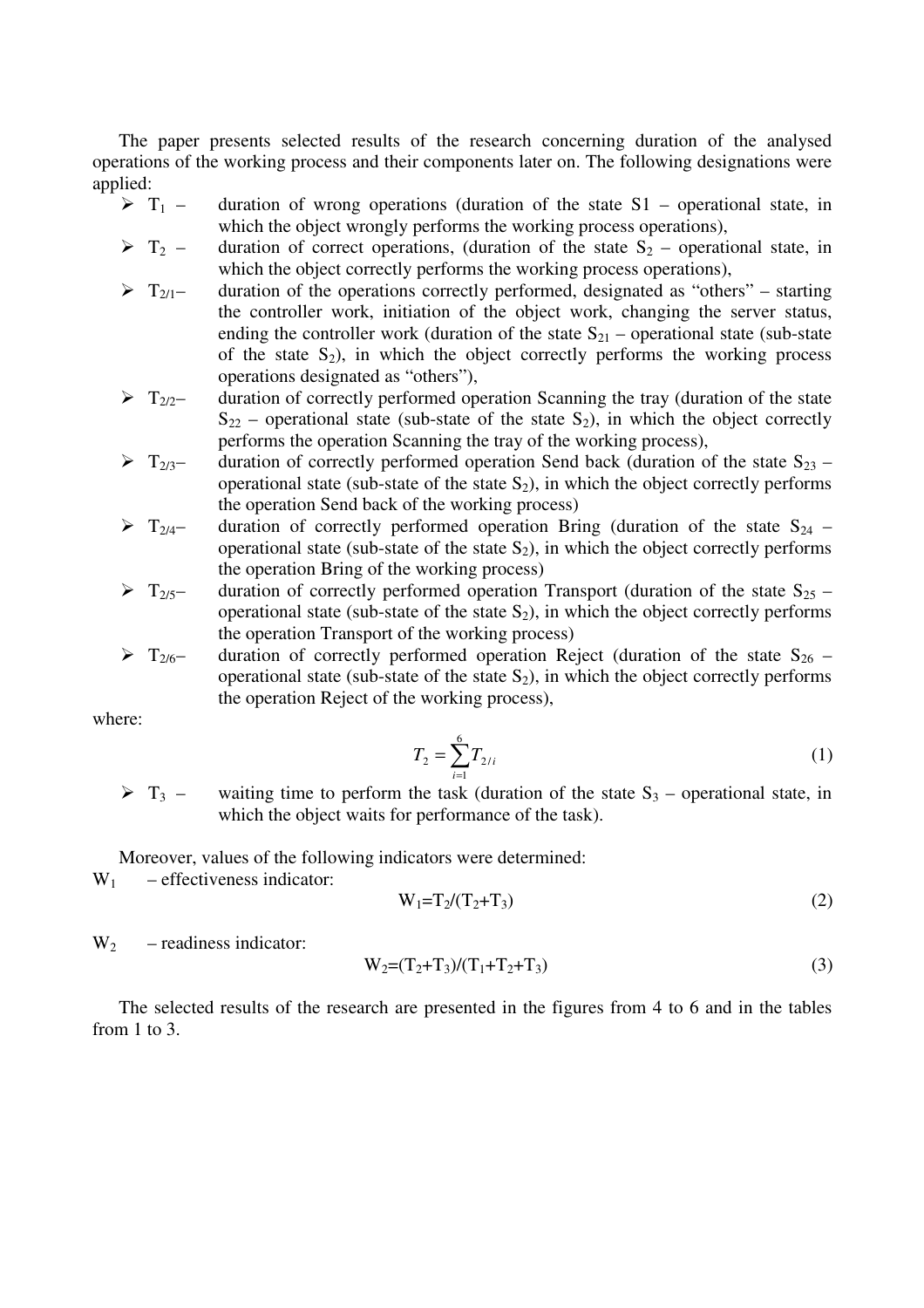The paper presents selected results of the research concerning duration of the analysed operations of the working process and their components later on. The following designations were applied:

- $T_1$ – duration of wrong operations (duration of the state S1 – operational state, in which the object wrongly performs the working process operations),
- $T_2$ – duration of correct operations, (duration of the state $S_2$ – operational state, in which the object correctly performs the working process operations),
- $T_{2/1}$– duration of the operations correctly performed, designated as "others" – starting the controller work, initiation of the object work, changing the server status, ending the controller work (duration of the state $S_{21}$ – operational state (sub-state of the state $S_2$), in which the object correctly performs the working process operations designated as "others"),
- $T_{2/2}$– duration of correctly performed operation Scanning the tray (duration of the state $S_{22}$ – operational state (sub-state of the state $S_2$), in which the object correctly performs the operation Scanning the tray of the working process),
- $T_{2/3}$– duration of correctly performed operation Send back (duration of the state $S_{23}$ – operational state (sub-state of the state $S_2$), in which the object correctly performs the operation Send back of the working process)
- $T_{2/4}$– duration of correctly performed operation Bring (duration of the state $S_{24}$ – operational state (sub-state of the state $S_2$), in which the object correctly performs the operation Bring of the working process)
- $T_{2/5}$– duration of correctly performed operation Transport (duration of the state $S_{25}$ – operational state (sub-state of the state $S_2$), in which the object correctly performs the operation Transport of the working process)
- $T_{2/6}$– duration of correctly performed operation Reject (duration of the state $S_{26}$ – operational state (sub-state of the state $S_2$), in which the object correctly performs the operation Reject of the working process),

where:

$$T_2 = \sum_{i=1}^{6} T_{2/i} \tag{1}$$

- $T_3$ – waiting time to perform the task (duration of the state $S_3$ – operational state, in which the object waits for performance of the task).

Moreover, values of the following indicators were determined:

$W_1$ – effectiveness indicator:

$$W_1=T_2/(T_2+T_3) \tag{2}$$

$W_2$ – readiness indicator:

$$W_2=(T_2+T_3)/(T_1+T_2+T_3) \tag{3}$$

The selected results of the research are presented in the figures from 4 to 6 and in the tables from 1 to 3.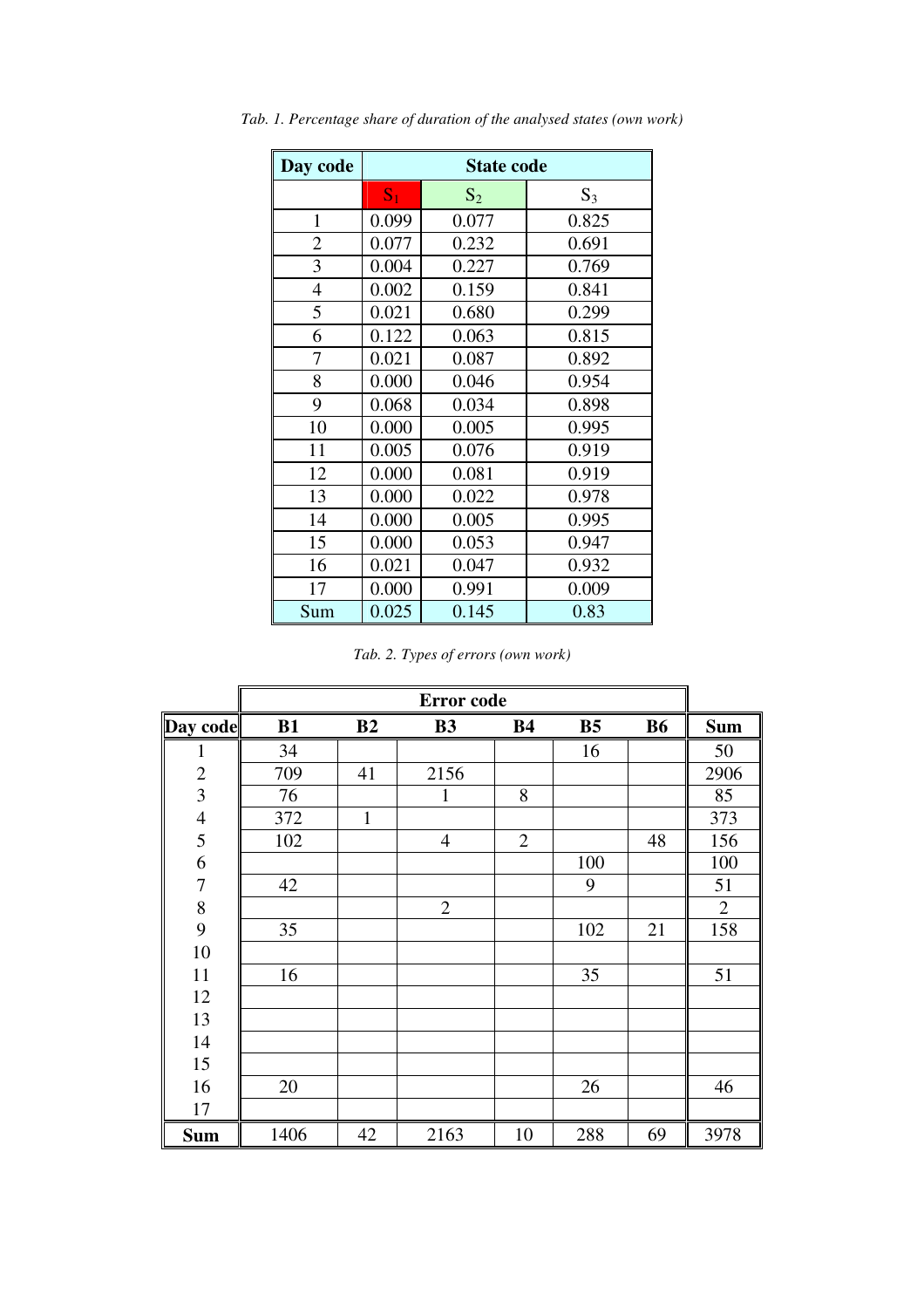*Tab. 1. Percentage share of duration of the analysed states (own work)*

| Day code | State code | | |
|---|---|---|---|
| | $S_1$ | $S_2$ | $S_3$ |
| 1 | 0.099 | 0.077 | 0.825 |
| 2 | 0.077 | 0.232 | 0.691 |
| 3 | 0.004 | 0.227 | 0.769 |
| 4 | 0.002 | 0.159 | 0.841 |
| 5 | 0.021 | 0.680 | 0.299 |
| 6 | 0.122 | 0.063 | 0.815 |
| 7 | 0.021 | 0.087 | 0.892 |
| 8 | 0.000 | 0.046 | 0.954 |
| 9 | 0.068 | 0.034 | 0.898 |
| 10 | 0.000 | 0.005 | 0.995 |
| 11 | 0.005 | 0.076 | 0.919 |
| 12 | 0.000 | 0.081 | 0.919 |
| 13 | 0.000 | 0.022 | 0.978 |
| 14 | 0.000 | 0.005 | 0.995 |
| 15 | 0.000 | 0.053 | 0.947 |
| 16 | 0.021 | 0.047 | 0.932 |
| 17 | 0.000 | 0.991 | 0.009 |
| Sum | 0.025 | 0.145 | 0.83 |

*Tab. 2. Types of errors (own work)*

| | Error code | | | | | | |
|---|---|---|---|---|---|---|---|
| **Day code** | **B1** | **B2** | **B3** | **B4** | **B5** | **B6** | **Sum** |
| 1 | 34 | | | | 16 | | 50 |
| 2 | 709 | 41 | 2156 | | | | 2906 |
| 3 | 76 | | 1 | 8 | | | 85 |
| 4 | 372 | 1 | | | | | 373 |
| 5 | 102 | | 4 | 2 | | 48 | 156 |
| 6 | | | | | 100 | | 100 |
| 7 | 42 | | | | 9 | | 51 |
| 8 | | | 2 | | | | 2 |
| 9 | 35 | | | | 102 | 21 | 158 |
| 10 | | | | | | | |
| 11 | 16 | | | | 35 | | 51 |
| 12 | | | | | | | |
| 13 | | | | | | | |
| 14 | | | | | | | |
| 15 | | | | | | | |
| 16 | 20 | | | | 26 | | 46 |
| 17 | | | | | | | |
| **Sum** | 1406 | 42 | 2163 | 10 | 288 | 69 | 3978 |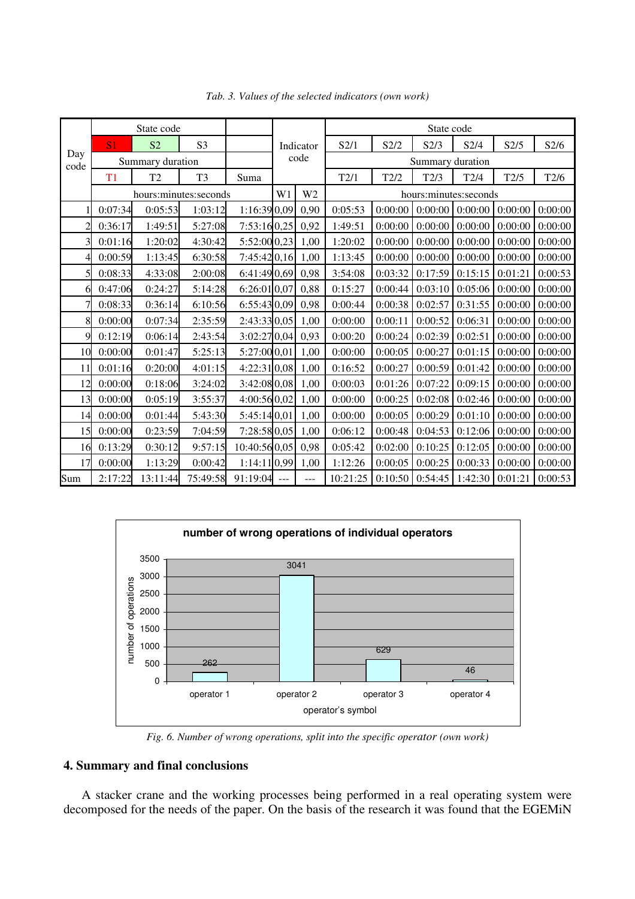*Tab. 3. Values of the selected indicators (own work)*

| Day code | State code | | | | Indicator code | | State code | | | | | |
|---|---|---|---|---|---|---|---|---|---|---|---|---|
| | S1 | S2 | S3 | | | | S2/1 | S2/2 | S2/3 | S2/4 | S2/5 | S2/6 |
| | Summary duration | | | | | | Summary duration | | | | | |
| | T1 | T2 | T3 | Suma | | | T2/1 | T2/2 | T2/3 | T2/4 | T2/5 | T2/6 |
| | hours:minutes:seconds | | | | W1 | W2 | hours:minutes:seconds | | | | | |
| 1 | 0:07:34 | 0:05:53 | 1:03:12 | 1:16:39 | 0,09 | 0,90 | 0:05:53 | 0:00:00 | 0:00:00 | 0:00:00 | 0:00:00 | 0:00:00 |
| 2 | 0:36:17 | 1:49:51 | 5:27:08 | 7:53:16 | 0,25 | 0,92 | 1:49:51 | 0:00:00 | 0:00:00 | 0:00:00 | 0:00:00 | 0:00:00 |
| 3 | 0:01:16 | 1:20:02 | 4:30:42 | 5:52:00 | 0,23 | 1,00 | 1:20:02 | 0:00:00 | 0:00:00 | 0:00:00 | 0:00:00 | 0:00:00 |
| 4 | 0:00:59 | 1:13:45 | 6:30:58 | 7:45:42 | 0,16 | 1,00 | 1:13:45 | 0:00:00 | 0:00:00 | 0:00:00 | 0:00:00 | 0:00:00 |
| 5 | 0:08:33 | 4:33:08 | 2:00:08 | 6:41:49 | 0,69 | 0,98 | 3:54:08 | 0:03:32 | 0:17:59 | 0:15:15 | 0:01:21 | 0:00:53 |
| 6 | 0:47:06 | 0:24:27 | 5:14:28 | 6:26:01 | 0,07 | 0,88 | 0:15:27 | 0:00:44 | 0:03:10 | 0:05:06 | 0:00:00 | 0:00:00 |
| 7 | 0:08:33 | 0:36:14 | 6:10:56 | 6:55:43 | 0,09 | 0,98 | 0:00:44 | 0:00:38 | 0:02:57 | 0:31:55 | 0:00:00 | 0:00:00 |
| 8 | 0:00:00 | 0:07:34 | 2:35:59 | 2:43:33 | 0,05 | 1,00 | 0:00:00 | 0:00:11 | 0:00:52 | 0:06:31 | 0:00:00 | 0:00:00 |
| 9 | 0:12:19 | 0:06:14 | 2:43:54 | 3:02:27 | 0,04 | 0,93 | 0:00:20 | 0:00:24 | 0:02:39 | 0:02:51 | 0:00:00 | 0:00:00 |
| 10 | 0:00:00 | 0:01:47 | 5:25:13 | 5:27:00 | 0,01 | 1,00 | 0:00:00 | 0:00:05 | 0:00:27 | 0:01:15 | 0:00:00 | 0:00:00 |
| 11 | 0:01:16 | 0:20:00 | 4:01:15 | 4:22:31 | 0,08 | 1,00 | 0:16:52 | 0:00:27 | 0:00:59 | 0:01:42 | 0:00:00 | 0:00:00 |
| 12 | 0:00:00 | 0:18:06 | 3:24:02 | 3:42:08 | 0,08 | 1,00 | 0:00:03 | 0:01:26 | 0:07:22 | 0:09:15 | 0:00:00 | 0:00:00 |
| 13 | 0:00:00 | 0:05:19 | 3:55:37 | 4:00:56 | 0,02 | 1,00 | 0:00:00 | 0:00:25 | 0:02:08 | 0:02:46 | 0:00:00 | 0:00:00 |
| 14 | 0:00:00 | 0:01:44 | 5:43:30 | 5:45:14 | 0,01 | 1,00 | 0:00:00 | 0:00:05 | 0:00:29 | 0:01:10 | 0:00:00 | 0:00:00 |
| 15 | 0:00:00 | 0:23:59 | 7:04:59 | 7:28:58 | 0,05 | 1,00 | 0:06:12 | 0:00:48 | 0:04:53 | 0:12:06 | 0:00:00 | 0:00:00 |
| 16 | 0:13:29 | 0:30:12 | 9:57:15 | 10:40:56 | 0,05 | 0,98 | 0:05:42 | 0:02:00 | 0:10:25 | 0:12:05 | 0:00:00 | 0:00:00 |
| 17 | 0:00:00 | 1:13:29 | 0:00:42 | 1:14:11 | 0,99 | 1,00 | 1:12:26 | 0:00:05 | 0:00:25 | 0:00:33 | 0:00:00 | 0:00:00 |
| Sum | 2:17:22 | 13:11:44 | 75:49:58 | 91:19:04 | --- | --- | 10:21:25 | 0:10:50 | 0:54:45 | 1:42:30 | 0:01:21 | 0:00:53 |

**number of wrong operations of individual operators**

| operator's symbol | number of operations |
|---|---|
| operator 1 | 262 |
| operator 2 | 3041 |
| operator 3 | 629 |
| operator 4 | 46 |

*Fig. 6. Number of wrong operations, split into the specific operator (own work)*

## 4. Summary and final conclusions

A stacker crane and the working processes being performed in a real operating system were decomposed for the needs of the paper. On the basis of the research it was found that the EGEMiN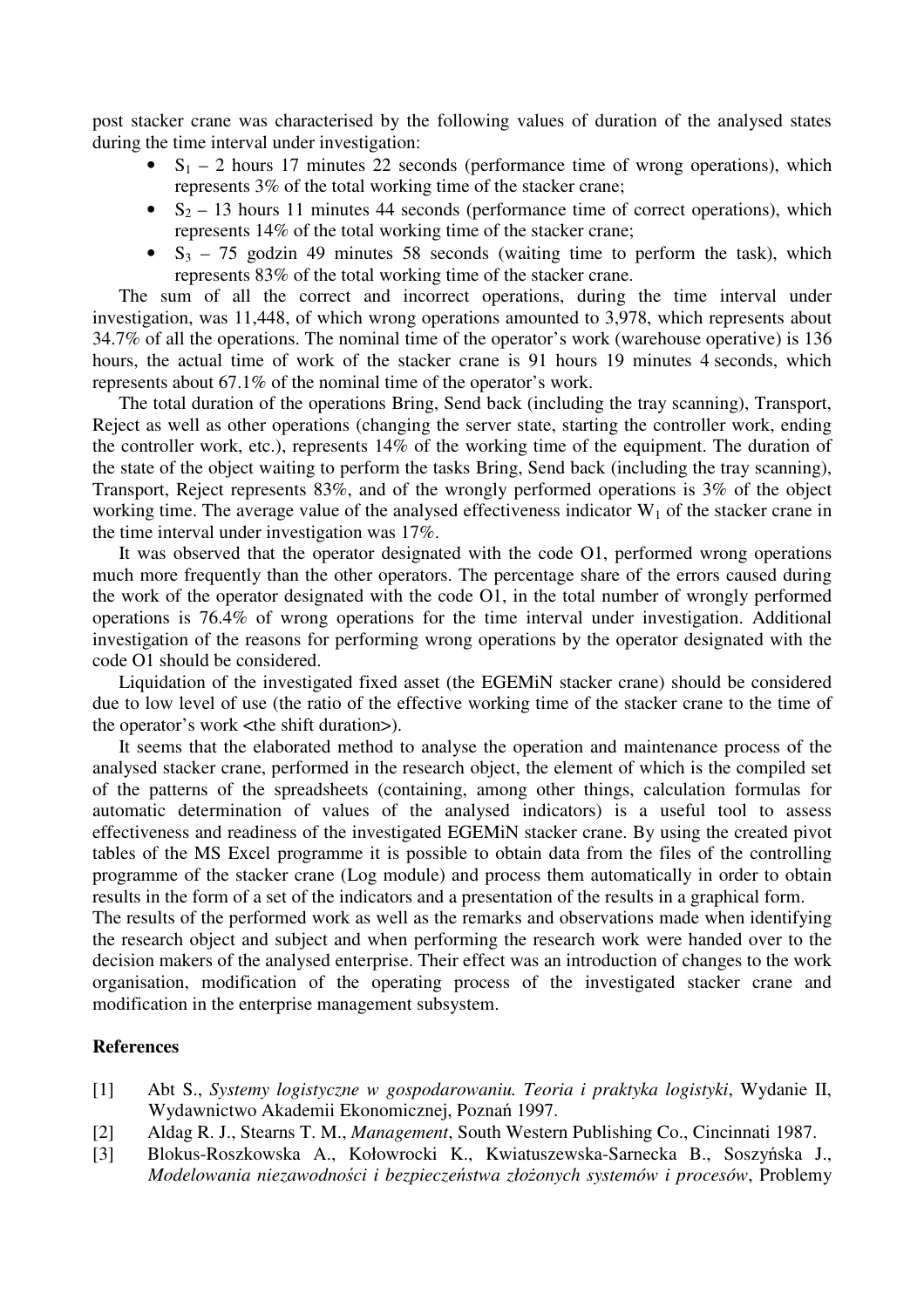post stacker crane was characterised by the following values of duration of the analysed states during the time interval under investigation:

- $S_1$ – 2 hours 17 minutes 22 seconds (performance time of wrong operations), which represents 3% of the total working time of the stacker crane;
- $S_2$ – 13 hours 11 minutes 44 seconds (performance time of correct operations), which represents 14% of the total working time of the stacker crane;
- $S_3$ – 75 godzin 49 minutes 58 seconds (waiting time to perform the task), which represents 83% of the total working time of the stacker crane.

The sum of all the correct and incorrect operations, during the time interval under investigation, was 11,448, of which wrong operations amounted to 3,978, which represents about 34.7% of all the operations. The nominal time of the operator's work (warehouse operative) is 136 hours, the actual time of work of the stacker crane is 91 hours 19 minutes 4 seconds, which represents about 67.1% of the nominal time of the operator's work.

The total duration of the operations Bring, Send back (including the tray scanning), Transport, Reject as well as other operations (changing the server state, starting the controller work, ending the controller work, etc.), represents 14% of the working time of the equipment. The duration of the state of the object waiting to perform the tasks Bring, Send back (including the tray scanning), Transport, Reject represents 83%, and of the wrongly performed operations is 3% of the object working time. The average value of the analysed effectiveness indicator $W_1$ of the stacker crane in the time interval under investigation was 17%.

It was observed that the operator designated with the code O1, performed wrong operations much more frequently than the other operators. The percentage share of the errors caused during the work of the operator designated with the code O1, in the total number of wrongly performed operations is 76.4% of wrong operations for the time interval under investigation. Additional investigation of the reasons for performing wrong operations by the operator designated with the code O1 should be considered.

Liquidation of the investigated fixed asset (the EGEMiN stacker crane) should be considered due to low level of use (the ratio of the effective working time of the stacker crane to the time of the operator's work <the shift duration>).

It seems that the elaborated method to analyse the operation and maintenance process of the analysed stacker crane, performed in the research object, the element of which is the compiled set of the patterns of the spreadsheets (containing, among other things, calculation formulas for automatic determination of values of the analysed indicators) is a useful tool to assess effectiveness and readiness of the investigated EGEMiN stacker crane. By using the created pivot tables of the MS Excel programme it is possible to obtain data from the files of the controlling programme of the stacker crane (Log module) and process them automatically in order to obtain results in the form of a set of the indicators and a presentation of the results in a graphical form.

The results of the performed work as well as the remarks and observations made when identifying the research object and subject and when performing the research work were handed over to the decision makers of the analysed enterprise. Their effect was an introduction of changes to the work organisation, modification of the operating process of the investigated stacker crane and modification in the enterprise management subsystem.

## References

[1] Abt S., *Systemy logistyczne w gospodarowaniu. Teoria i praktyka logistyki*, Wydanie II, Wydawnictwo Akademii Ekonomicznej, Poznań 1997.

[2] Aldag R. J., Stearns T. M., *Management*, South Western Publishing Co., Cincinnati 1987.

[3] Blokus-Roszkowska A., Kołowrocki K., Kwiatuszewska-Sarnecka B., Soszyńska J., *Modelowania niezawodności i bezpieczeństwa złożonych systemów i procesów*, Problemy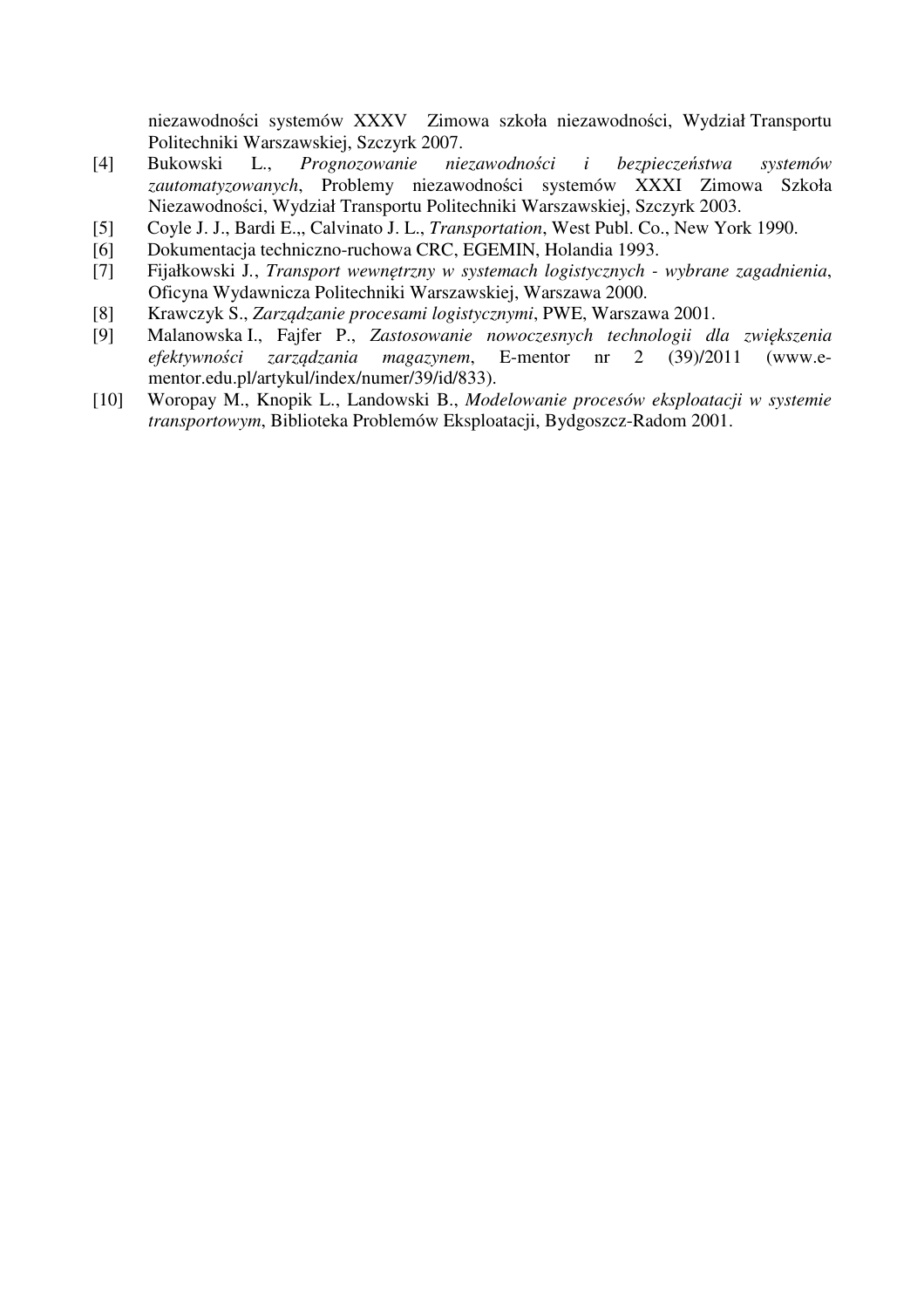niezawodności systemów XXXV Zimowa szkoła niezawodności, Wydział Transportu Politechniki Warszawskiej, Szczyrk 2007.

[4] Bukowski L., *Prognozowanie niezawodności i bezpieczeństwa systemów zautomatyzowanych*, Problemy niezawodności systemów XXXI Zimowa Szkoła Niezawodności, Wydział Transportu Politechniki Warszawskiej, Szczyrk 2003.

[5] Coyle J. J., Bardi E.,, Calvinato J. L., *Transportation*, West Publ. Co., New York 1990.

[6] Dokumentacja techniczno-ruchowa CRC, EGEMIN, Holandia 1993.

[7] Fijałkowski J., *Transport wewnętrzny w systemach logistycznych - wybrane zagadnienia*, Oficyna Wydawnicza Politechniki Warszawskiej, Warszawa 2000.

[8] Krawczyk S., *Zarządzanie procesami logistycznymi*, PWE, Warszawa 2001.

[9] Malanowska I., Fajfer P., *Zastosowanie nowoczesnych technologii dla zwiększenia efektywności zarządzania magazynem*, E-mentor nr 2 (39)/2011 (www.e-mentor.edu.pl/artykul/index/numer/39/id/833).

[10] Woropay M., Knopik L., Landowski B., *Modelowanie procesów eksploatacji w systemie transportowym*, Biblioteka Problemów Eksploatacji, Bydgoszcz-Radom 2001.